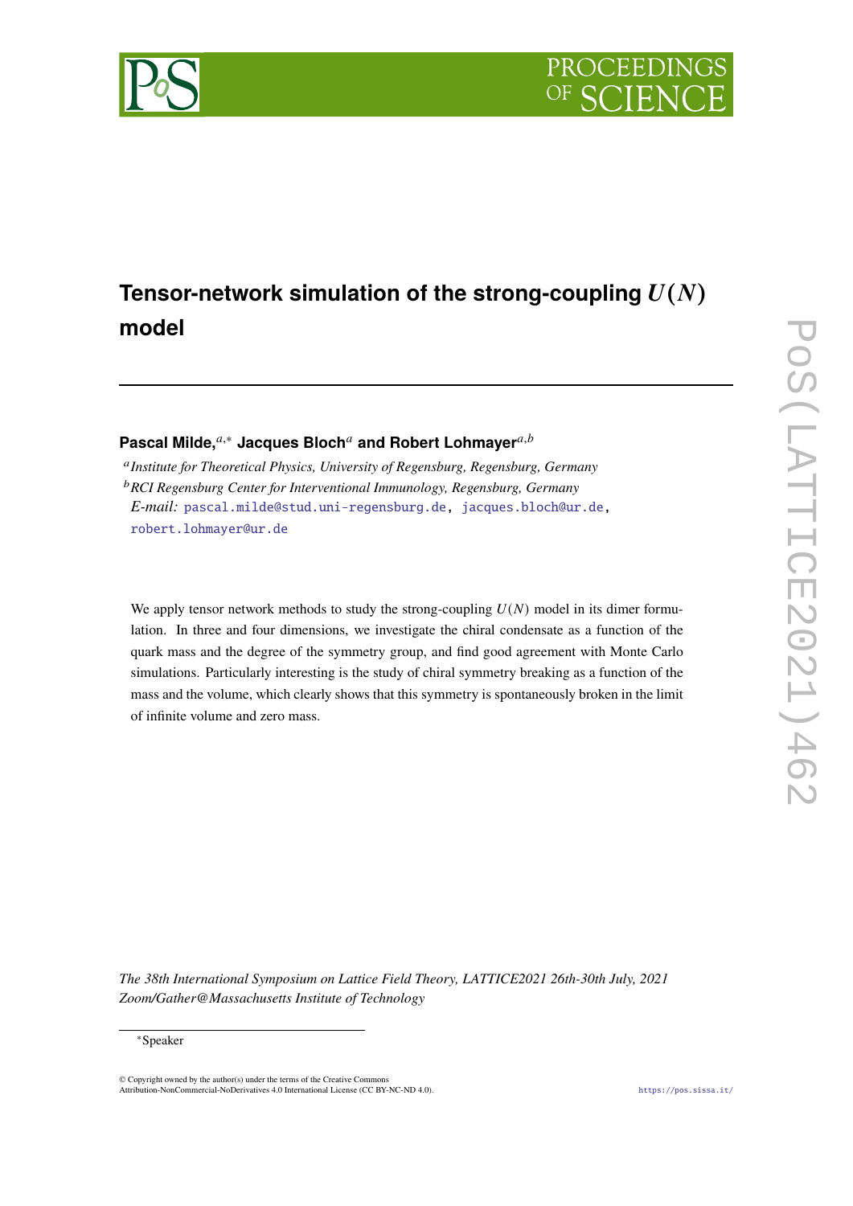# Tensor-network simulation of the strong-coupling $U(N)$ model

**Pascal Milde,**[a,*] **Jacques Bloch**[a] **and Robert Lohmayer**[a,b]

[a] *Institute for Theoretical Physics, University of Regensburg, Regensburg, Germany*

[b] *RCI Regensburg Center for Interventional Immunology, Regensburg, Germany*

*E-mail:* pascal.milde@stud.uni-regensburg.de, jacques.bloch@ur.de, robert.lohmayer@ur.de

We apply tensor network methods to study the strong-coupling $U(N)$ model in its dimer formulation. In three and four dimensions, we investigate the chiral condensate as a function of the quark mass and the degree of the symmetry group, and find good agreement with Monte Carlo simulations. Particularly interesting is the study of chiral symmetry breaking as a function of the mass and the volume, which clearly shows that this symmetry is spontaneously broken in the limit of infinite volume and zero mass.

*The 38th International Symposium on Lattice Field Theory, LATTICE2021 26th-30th July, 2021 Zoom/Gather@Massachusetts Institute of Technology*

[*] Speaker

© Copyright owned by the author(s) under the terms of the Creative Commons Attribution-NonCommercial-NoDerivatives 4.0 International License (CC BY-NC-ND 4.0).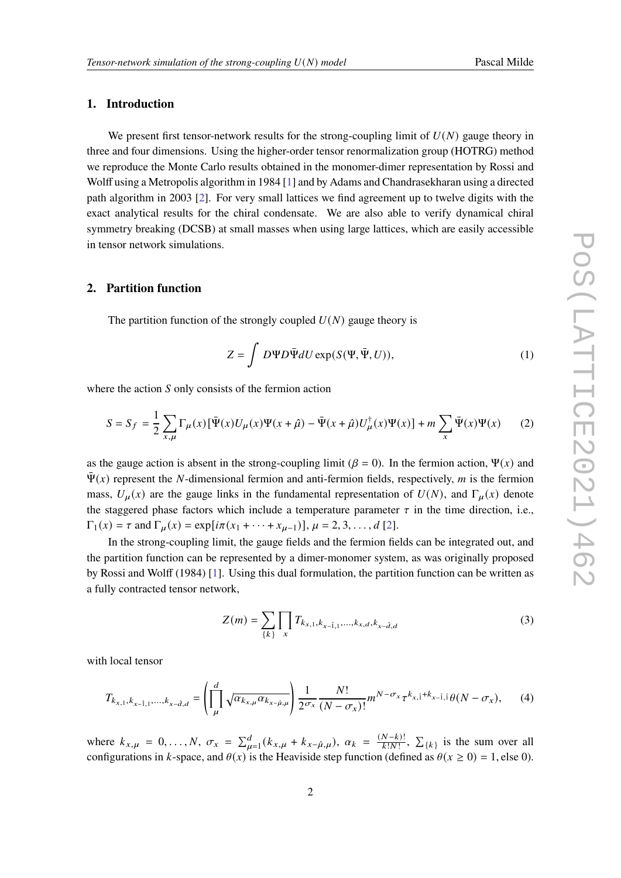## 1. Introduction

We present first tensor-network results for the strong-coupling limit of $U(N)$ gauge theory in three and four dimensions. Using the higher-order tensor renormalization group (HOTRG) method we reproduce the Monte Carlo results obtained in the monomer-dimer representation by Rossi and Wolff using a Metropolis algorithm in 1984 [1] and by Adams and Chandrasekharan using a directed path algorithm in 2003 [2]. For very small lattices we find agreement up to twelve digits with the exact analytical results for the chiral condensate. We are also able to verify dynamical chiral symmetry breaking (DCSB) at small masses when using large lattices, which are easily accessible in tensor network simulations.

## 2. Partition function

The partition function of the strongly coupled $U(N)$ gauge theory is

$$Z = \int D\Psi D\bar{\Psi} dU \exp(S(\Psi, \bar{\Psi}, U)), \tag{1}$$

where the action $S$ only consists of the fermion action

$$S = S_f = \frac{1}{2} \sum_{x,\mu} \Gamma_\mu(x) [\bar{\Psi}(x) U_\mu(x) \Psi(x+\hat{\mu}) - \bar{\Psi}(x+\hat{\mu}) U_\mu^\dagger(x) \Psi(x)] + m \sum_x \bar{\Psi}(x)\Psi(x) \tag{2}$$

as the gauge action is absent in the strong-coupling limit ($\beta = 0$). In the fermion action, $\Psi(x)$ and $\bar{\Psi}(x)$ represent the $N$-dimensional fermion and anti-fermion fields, respectively, $m$ is the fermion mass, $U_\mu(x)$ are the gauge links in the fundamental representation of $U(N)$, and $\Gamma_\mu(x)$ denote the staggered phase factors which include a temperature parameter $\tau$ in the time direction, i.e., $\Gamma_1(x) = \tau$ and $\Gamma_\mu(x) = \exp[i\pi(x_1 + \cdots + x_{\mu-1})]$, $\mu = 2, 3, \ldots, d$ [2].

In the strong-coupling limit, the gauge fields and the fermion fields can be integrated out, and the partition function can be represented by a dimer-monomer system, as was originally proposed by Rossi and Wolff (1984) [1]. Using this dual formulation, the partition function can be written as a fully contracted tensor network,

$$Z(m) = \sum_{\{k\}} \prod_x T_{k_{x,1},k_{x-\hat{1},1},\ldots,k_{x,d},k_{x-\hat{d},d}} \tag{3}$$

with local tensor

$$T_{k_{x,1},k_{x-\hat{1},1},\ldots,k_{x-\hat{d},d}} = \left( \prod_{\mu}^{d} \sqrt{\alpha_{k_{x,\mu}} \alpha_{k_{x-\hat{\mu},\mu}}} \right) \frac{1}{2^{\sigma_x}} \frac{N!}{(N-\sigma_x)!} m^{N-\sigma_x} \tau^{k_{x,\hat{1}} + k_{x-\hat{1},\hat{1}}} \theta(N - \sigma_x), \tag{4}$$

where $k_{x,\mu} = 0, \ldots, N$, $\sigma_x = \sum_{\mu=1}^{d} (k_{x,\mu} + k_{x-\hat{\mu},\mu})$, $\alpha_k = \frac{(N-k)!}{k!N!}$, $\sum_{\{k\}}$ is the sum over all configurations in $k$-space, and $\theta(x)$ is the Heaviside step function (defined as $\theta(x \geq 0) = 1$, else 0).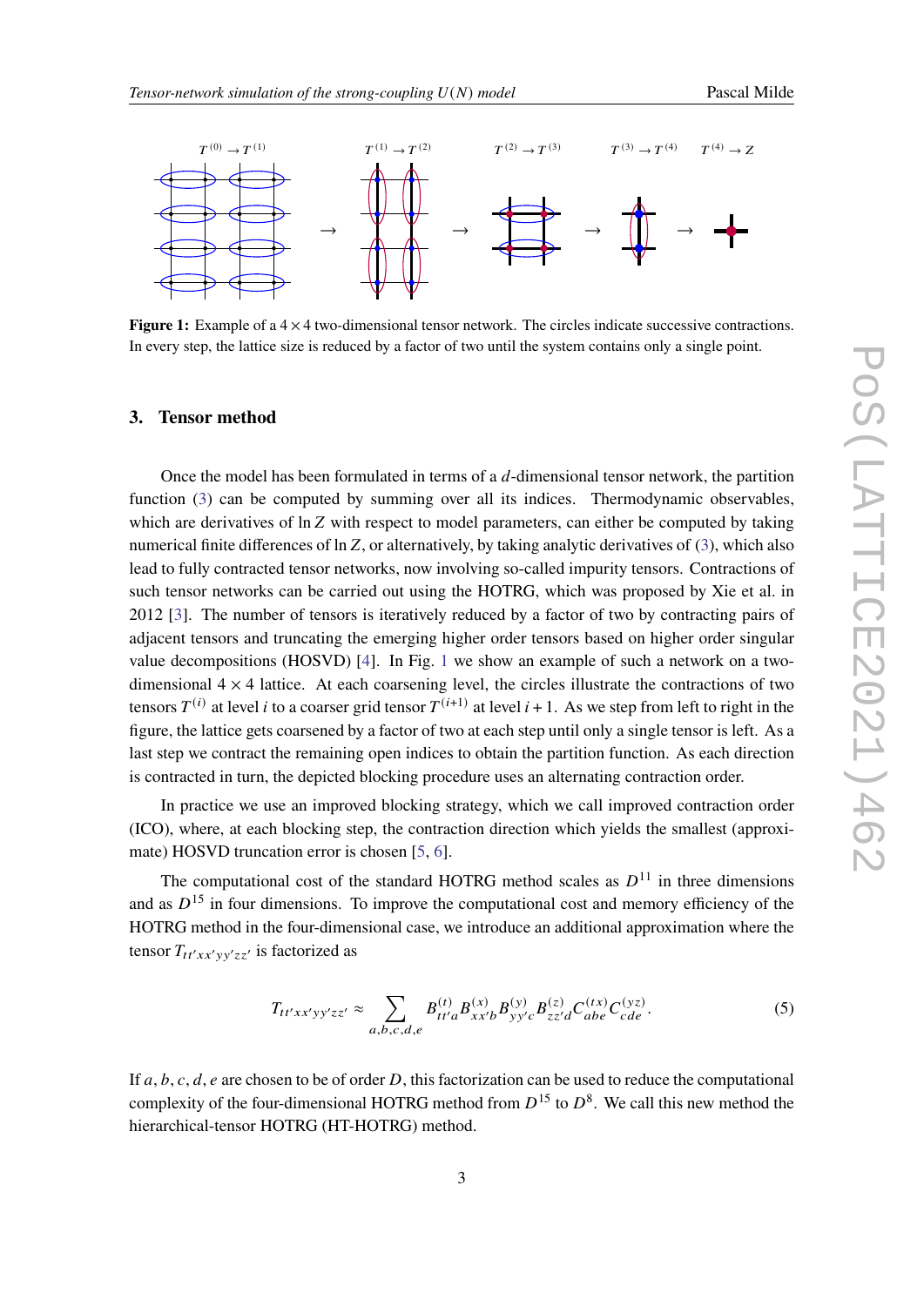**Figure 1:** Example of a $4 \times 4$ two-dimensional tensor network. The circles indicate successive contractions. In every step, the lattice size is reduced by a factor of two until the system contains only a single point.

## 3. Tensor method

Once the model has been formulated in terms of a $d$-dimensional tensor network, the partition function (3) can be computed by summing over all its indices. Thermodynamic observables, which are derivatives of $\ln Z$ with respect to model parameters, can either be computed by taking numerical finite differences of $\ln Z$, or alternatively, by taking analytic derivatives of (3), which also lead to fully contracted tensor networks, now involving so-called impurity tensors. Contractions of such tensor networks can be carried out using the HOTRG, which was proposed by Xie et al. in 2012 [3]. The number of tensors is iteratively reduced by a factor of two by contracting pairs of adjacent tensors and truncating the emerging higher order tensors based on higher order singular value decompositions (HOSVD) [4]. In Fig. 1 we show an example of such a network on a two-dimensional $4 \times 4$ lattice. At each coarsening level, the circles illustrate the contractions of two tensors $T^{(i)}$ at level $i$ to a coarser grid tensor $T^{(i+1)}$ at level $i+1$. As we step from left to right in the figure, the lattice gets coarsened by a factor of two at each step until only a single tensor is left. As a last step we contract the remaining open indices to obtain the partition function. As each direction is contracted in turn, the depicted blocking procedure uses an alternating contraction order.

In practice we use an improved blocking strategy, which we call improved contraction order (ICO), where, at each blocking step, the contraction direction which yields the smallest (approximate) HOSVD truncation error is chosen [5, 6].

The computational cost of the standard HOTRG method scales as $D^{11}$ in three dimensions and as $D^{15}$ in four dimensions. To improve the computational cost and memory efficiency of the HOTRG method in the four-dimensional case, we introduce an additional approximation where the tensor $T_{tt'xx'yy'zz'}$ is factorized as

$$T_{tt'xx'yy'zz'} \approx \sum_{a,b,c,d,e} B^{(t)}_{tt'a} B^{(x)}_{xx'b} B^{(y)}_{yy'c} B^{(z)}_{zz'd} C^{(tx)}_{abe} C^{(yz)}_{cde}. \tag{5}$$

If $a, b, c, d, e$ are chosen to be of order $D$, this factorization can be used to reduce the computational complexity of the four-dimensional HOTRG method from $D^{15}$ to $D^{8}$. We call this new method the hierarchical-tensor HOTRG (HT-HOTRG) method.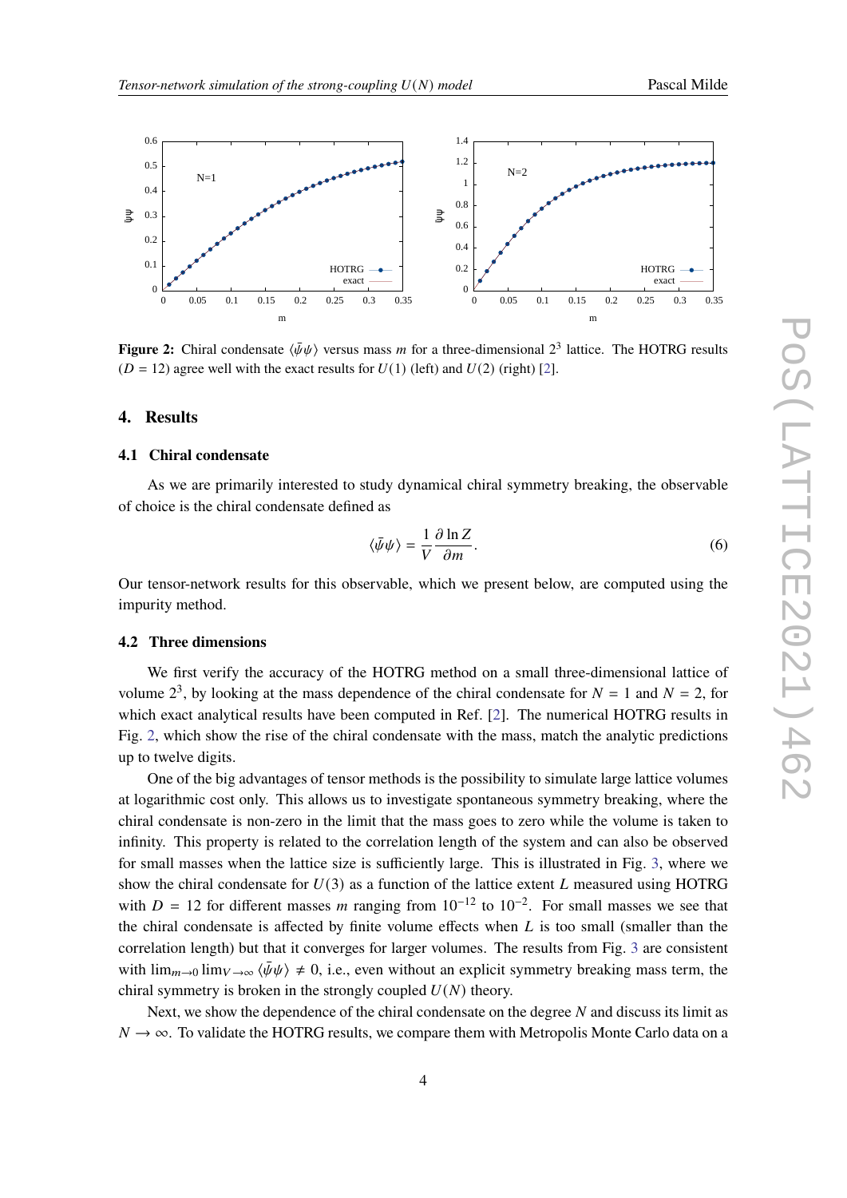**Figure 2:** Chiral condensate $\langle\bar{\psi}\psi\rangle$ versus mass $m$ for a three-dimensional $2^3$ lattice. The HOTRG results ($D = 12$) agree well with the exact results for $U(1)$ (left) and $U(2)$ (right) [2].

## 4. Results

### 4.1 Chiral condensate

As we are primarily interested to study dynamical chiral symmetry breaking, the observable of choice is the chiral condensate defined as

$$\langle\bar{\psi}\psi\rangle = \frac{1}{V}\frac{\partial \ln Z}{\partial m}. \tag{6}$$

Our tensor-network results for this observable, which we present below, are computed using the impurity method.

### 4.2 Three dimensions

We first verify the accuracy of the HOTRG method on a small three-dimensional lattice of volume $2^3$, by looking at the mass dependence of the chiral condensate for $N = 1$ and $N = 2$, for which exact analytical results have been computed in Ref. [2]. The numerical HOTRG results in Fig. 2, which show the rise of the chiral condensate with the mass, match the analytic predictions up to twelve digits.

One of the big advantages of tensor methods is the possibility to simulate large lattice volumes at logarithmic cost only. This allows us to investigate spontaneous symmetry breaking, where the chiral condensate is non-zero in the limit that the mass goes to zero while the volume is taken to infinity. This property is related to the correlation length of the system and can also be observed for small masses when the lattice size is sufficiently large. This is illustrated in Fig. 3, where we show the chiral condensate for $U(3)$ as a function of the lattice extent $L$ measured using HOTRG with $D = 12$ for different masses $m$ ranging from $10^{-12}$ to $10^{-2}$. For small masses we see that the chiral condensate is affected by finite volume effects when $L$ is too small (smaller than the correlation length) but that it converges for larger volumes. The results from Fig. 3 are consistent with $\lim_{m\to 0}\lim_{V\to\infty}\langle\bar{\psi}\psi\rangle \neq 0$, i.e., even without an explicit symmetry breaking mass term, the chiral symmetry is broken in the strongly coupled $U(N)$ theory.

Next, we show the dependence of the chiral condensate on the degree $N$ and discuss its limit as $N \to \infty$. To validate the HOTRG results, we compare them with Metropolis Monte Carlo data on a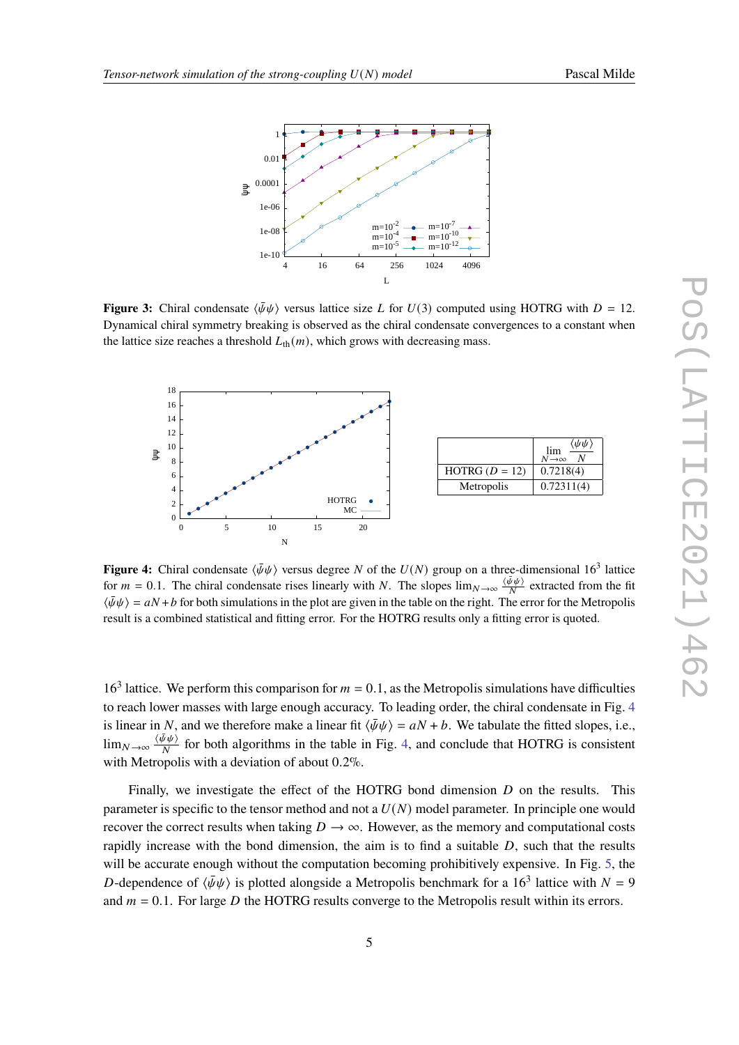**Figure 3:** Chiral condensate $\langle\bar{\psi}\psi\rangle$ versus lattice size $L$ for $U(3)$ computed using HOTRG with $D = 12$. Dynamical chiral symmetry breaking is observed as the chiral condensate convergences to a constant when the lattice size reaches a threshold $L_{\text{th}}(m)$, which grows with decreasing mass.

|  | $\lim_{N\to\infty} \frac{\langle\bar{\psi}\psi\rangle}{N}$ |
|---|---|
| HOTRG ($D = 12$) | 0.7218(4) |
| Metropolis | 0.72311(4) |

**Figure 4:** Chiral condensate $\langle\bar{\psi}\psi\rangle$ versus degree $N$ of the $U(N)$ group on a three-dimensional $16^3$ lattice for $m = 0.1$. The chiral condensate rises linearly with $N$. The slopes $\lim_{N\to\infty} \frac{\langle\bar{\psi}\psi\rangle}{N}$ extracted from the fit $\langle\bar{\psi}\psi\rangle = aN + b$ for both simulations in the plot are given in the table on the right. The error for the Metropolis result is a combined statistical and fitting error. For the HOTRG results only a fitting error is quoted.

$16^3$ lattice. We perform this comparison for $m = 0.1$, as the Metropolis simulations have difficulties to reach lower masses with large enough accuracy. To leading order, the chiral condensate in Fig. 4 is linear in $N$, and we therefore make a linear fit $\langle\bar{\psi}\psi\rangle = aN + b$. We tabulate the fitted slopes, i.e., $\lim_{N\to\infty} \frac{\langle\bar{\psi}\psi\rangle}{N}$ for both algorithms in the table in Fig. 4, and conclude that HOTRG is consistent with Metropolis with a deviation of about 0.2%.

Finally, we investigate the effect of the HOTRG bond dimension $D$ on the results. This parameter is specific to the tensor method and not a $U(N)$ model parameter. In principle one would recover the correct results when taking $D \to \infty$. However, as the memory and computational costs rapidly increase with the bond dimension, the aim is to find a suitable $D$, such that the results will be accurate enough without the computation becoming prohibitively expensive. In Fig. 5, the $D$-dependence of $\langle\bar{\psi}\psi\rangle$ is plotted alongside a Metropolis benchmark for a $16^3$ lattice with $N = 9$ and $m = 0.1$. For large $D$ the HOTRG results converge to the Metropolis result within its errors.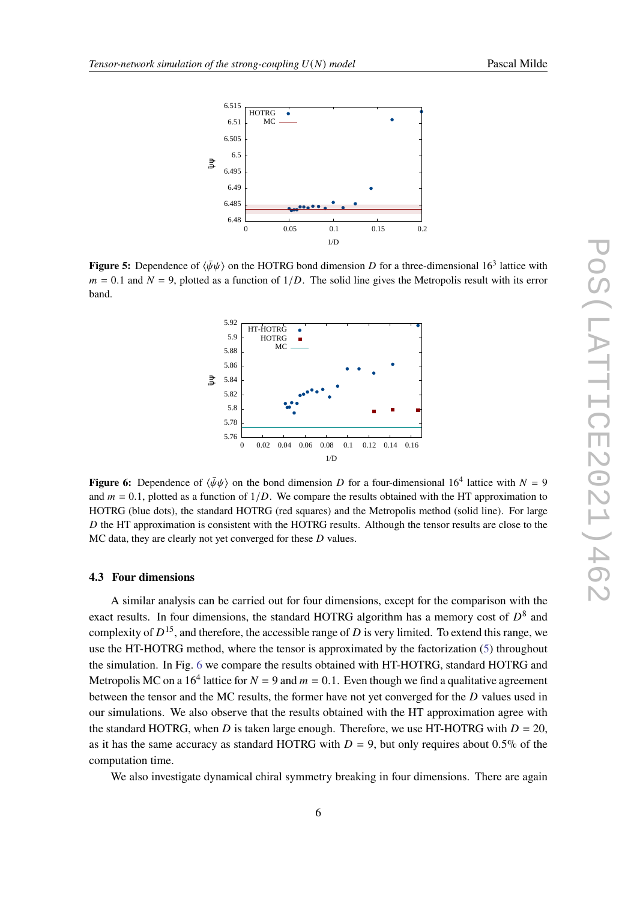**Figure 5:** Dependence of $\langle\bar{\psi}\psi\rangle$ on the HOTRG bond dimension $D$ for a three-dimensional $16^3$ lattice with $m = 0.1$ and $N = 9$, plotted as a function of $1/D$. The solid line gives the Metropolis result with its error band.

**Figure 6:** Dependence of $\langle\bar{\psi}\psi\rangle$ on the bond dimension $D$ for a four-dimensional $16^4$ lattice with $N = 9$ and $m = 0.1$, plotted as a function of $1/D$. We compare the results obtained with the HT approximation to HOTRG (blue dots), the standard HOTRG (red squares) and the Metropolis method (solid line). For large $D$ the HT approximation is consistent with the HOTRG results. Although the tensor results are close to the MC data, they are clearly not yet converged for these $D$ values.

### 4.3 Four dimensions

A similar analysis can be carried out for four dimensions, except for the comparison with the exact results. In four dimensions, the standard HOTRG algorithm has a memory cost of $D^8$ and complexity of $D^{15}$, and therefore, the accessible range of $D$ is very limited. To extend this range, we use the HT-HOTRG method, where the tensor is approximated by the factorization (5) throughout the simulation. In Fig. 6 we compare the results obtained with HT-HOTRG, standard HOTRG and Metropolis MC on a $16^4$ lattice for $N = 9$ and $m = 0.1$. Even though we find a qualitative agreement between the tensor and the MC results, the former have not yet converged for the $D$ values used in our simulations. We also observe that the results obtained with the HT approximation agree with the standard HOTRG, when $D$ is taken large enough. Therefore, we use HT-HOTRG with $D = 20$, as it has the same accuracy as standard HOTRG with $D = 9$, but only requires about 0.5% of the computation time.

We also investigate dynamical chiral symmetry breaking in four dimensions. There are again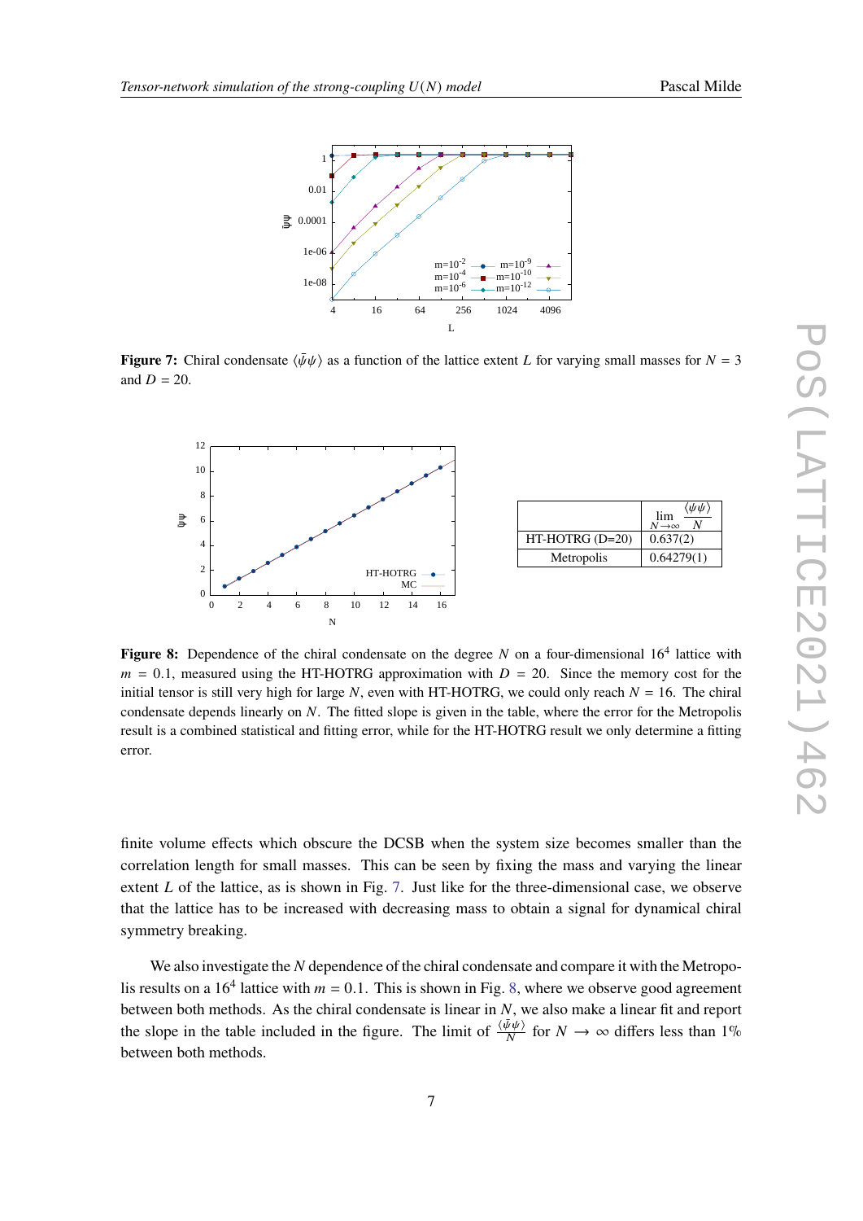**Figure 7:** Chiral condensate $\langle\bar{\psi}\psi\rangle$ as a function of the lattice extent $L$ for varying small masses for $N = 3$ and $D = 20$.

| | $\lim_{N\to\infty} \frac{\langle\bar{\psi}\psi\rangle}{N}$ |
|---|---|
| HT-HOTRG (D=20) | 0.637(2) |
| Metropolis | 0.64279(1) |

**Figure 8:** Dependence of the chiral condensate on the degree $N$ on a four-dimensional $16^4$ lattice with $m = 0.1$, measured using the HT-HOTRG approximation with $D = 20$. Since the memory cost for the initial tensor is still very high for large $N$, even with HT-HOTRG, we could only reach $N = 16$. The chiral condensate depends linearly on $N$. The fitted slope is given in the table, where the error for the Metropolis result is a combined statistical and fitting error, while for the HT-HOTRG result we only determine a fitting error.

finite volume effects which obscure the DCSB when the system size becomes smaller than the correlation length for small masses. This can be seen by fixing the mass and varying the linear extent $L$ of the lattice, as is shown in Fig. 7. Just like for the three-dimensional case, we observe that the lattice has to be increased with decreasing mass to obtain a signal for dynamical chiral symmetry breaking.

We also investigate the $N$ dependence of the chiral condensate and compare it with the Metropolis results on a $16^4$ lattice with $m = 0.1$. This is shown in Fig. 8, where we observe good agreement between both methods. As the chiral condensate is linear in $N$, we also make a linear fit and report the slope in the table included in the figure. The limit of $\frac{\langle\bar{\psi}\psi\rangle}{N}$ for $N \to \infty$ differs less than 1% between both methods.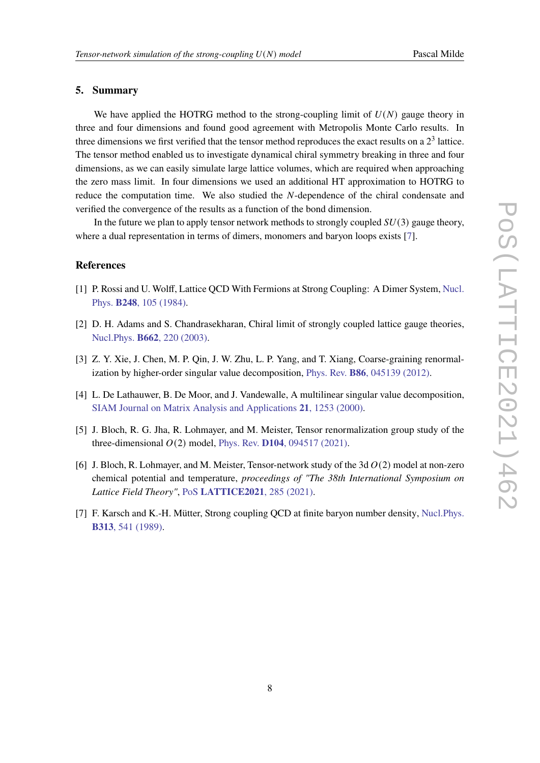## 5. Summary

We have applied the HOTRG method to the strong-coupling limit of $U(N)$ gauge theory in three and four dimensions and found good agreement with Metropolis Monte Carlo results. In three dimensions we first verified that the tensor method reproduces the exact results on a $2^3$ lattice. The tensor method enabled us to investigate dynamical chiral symmetry breaking in three and four dimensions, as we can easily simulate large lattice volumes, which are required when approaching the zero mass limit. In four dimensions we used an additional HT approximation to HOTRG to reduce the computation time. We also studied the $N$-dependence of the chiral condensate and verified the convergence of the results as a function of the bond dimension.

In the future we plan to apply tensor network methods to strongly coupled $SU(3)$ gauge theory, where a dual representation in terms of dimers, monomers and baryon loops exists [7].

## References

[1] P. Rossi and U. Wolff, Lattice QCD With Fermions at Strong Coupling: A Dimer System, Nucl. Phys. **B248**, 105 (1984).

[2] D. H. Adams and S. Chandrasekharan, Chiral limit of strongly coupled lattice gauge theories, Nucl.Phys. **B662**, 220 (2003).

[3] Z. Y. Xie, J. Chen, M. P. Qin, J. W. Zhu, L. P. Yang, and T. Xiang, Coarse-graining renormalization by higher-order singular value decomposition, Phys. Rev. **B86**, 045139 (2012).

[4] L. De Lathauwer, B. De Moor, and J. Vandewalle, A multilinear singular value decomposition, SIAM Journal on Matrix Analysis and Applications **21**, 1253 (2000).

[5] J. Bloch, R. G. Jha, R. Lohmayer, and M. Meister, Tensor renormalization group study of the three-dimensional $O(2)$ model, Phys. Rev. **D104**, 094517 (2021).

[6] J. Bloch, R. Lohmayer, and M. Meister, Tensor-network study of the 3d $O(2)$ model at non-zero chemical potential and temperature, *proceedings of "The 38th International Symposium on Lattice Field Theory"*, PoS **LATTICE2021**, 285 (2021).

[7] F. Karsch and K.-H. Mütter, Strong coupling QCD at finite baryon number density, Nucl.Phys. **B313**, 541 (1989).